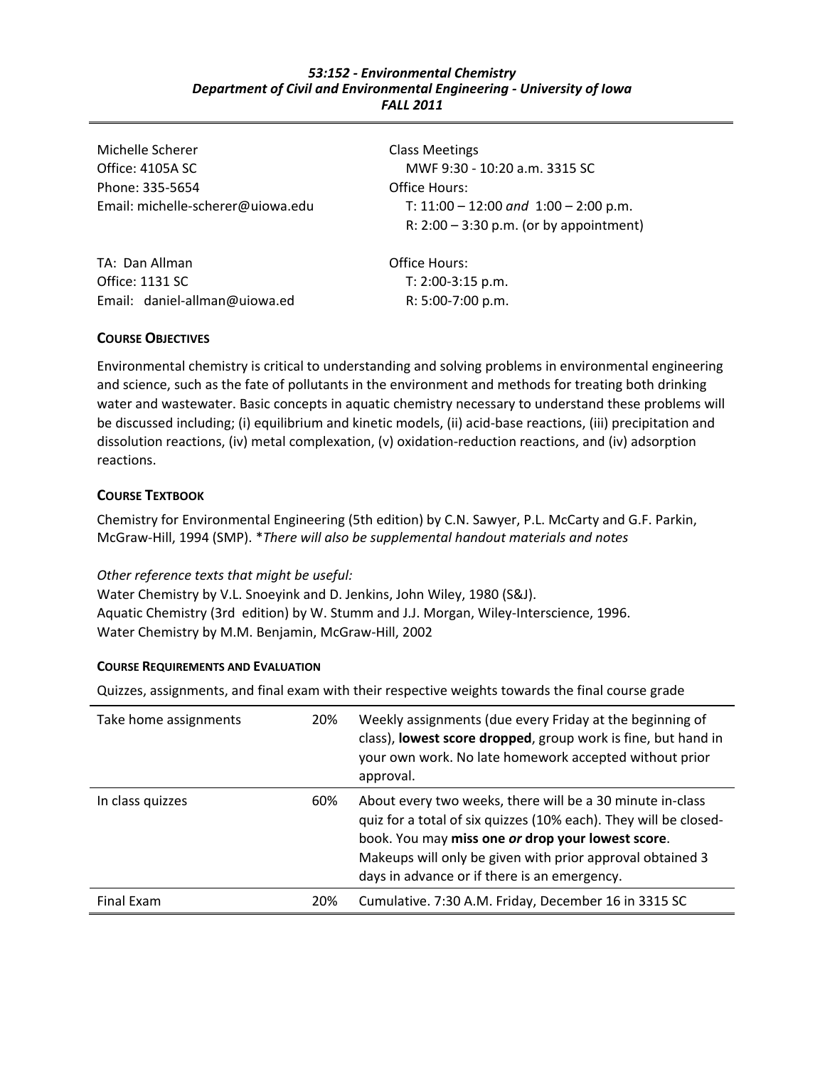***53:152 - Environmental Chemistry***
***Department of Civil and Environmental Engineering - University of Iowa***
***FALL 2011***

Michelle Scherer
Office: 4105A SC
Phone: 335-5654
Email: michelle-scherer@uiowa.edu

Class Meetings
MWF 9:30 - 10:20 a.m. 3315 SC
Office Hours:
T: 11:00 – 12:00 *and* 1:00 – 2:00 p.m.
R: 2:00 – 3:30 p.m. (or by appointment)

TA: Dan Allman
Office: 1131 SC
Email: daniel-allman@uiowa.ed

Office Hours:
T: 2:00-3:15 p.m.
R: 5:00-7:00 p.m.

## COURSE OBJECTIVES

Environmental chemistry is critical to understanding and solving problems in environmental engineering and science, such as the fate of pollutants in the environment and methods for treating both drinking water and wastewater. Basic concepts in aquatic chemistry necessary to understand these problems will be discussed including; (i) equilibrium and kinetic models, (ii) acid-base reactions, (iii) precipitation and dissolution reactions, (iv) metal complexation, (v) oxidation-reduction reactions, and (iv) adsorption reactions.

## COURSE TEXTBOOK

Chemistry for Environmental Engineering (5th edition) by C.N. Sawyer, P.L. McCarty and G.F. Parkin, McGraw-Hill, 1994 (SMP). **There will also be supplemental handout materials and notes*

*Other reference texts that might be useful:*
Water Chemistry by V.L. Snoeyink and D. Jenkins, John Wiley, 1980 (S&J).
Aquatic Chemistry (3rd edition) by W. Stumm and J.J. Morgan, Wiley-Interscience, 1996.
Water Chemistry by M.M. Benjamin, McGraw-Hill, 2002

## COURSE REQUIREMENTS AND EVALUATION

Quizzes, assignments, and final exam with their respective weights towards the final course grade

| | | |
|---|---|---|
| Take home assignments | 20% | Weekly assignments (due every Friday at the beginning of class), **lowest score dropped**, group work is fine, but hand in your own work. No late homework accepted without prior approval. |
| In class quizzes | 60% | About every two weeks, there will be a 30 minute in-class quiz for a total of six quizzes (10% each). They will be closed-book. You may **miss one *or* drop your lowest score**. Makeups will only be given with prior approval obtained 3 days in advance or if there is an emergency. |
| Final Exam | 20% | Cumulative. 7:30 A.M. Friday, December 16 in 3315 SC |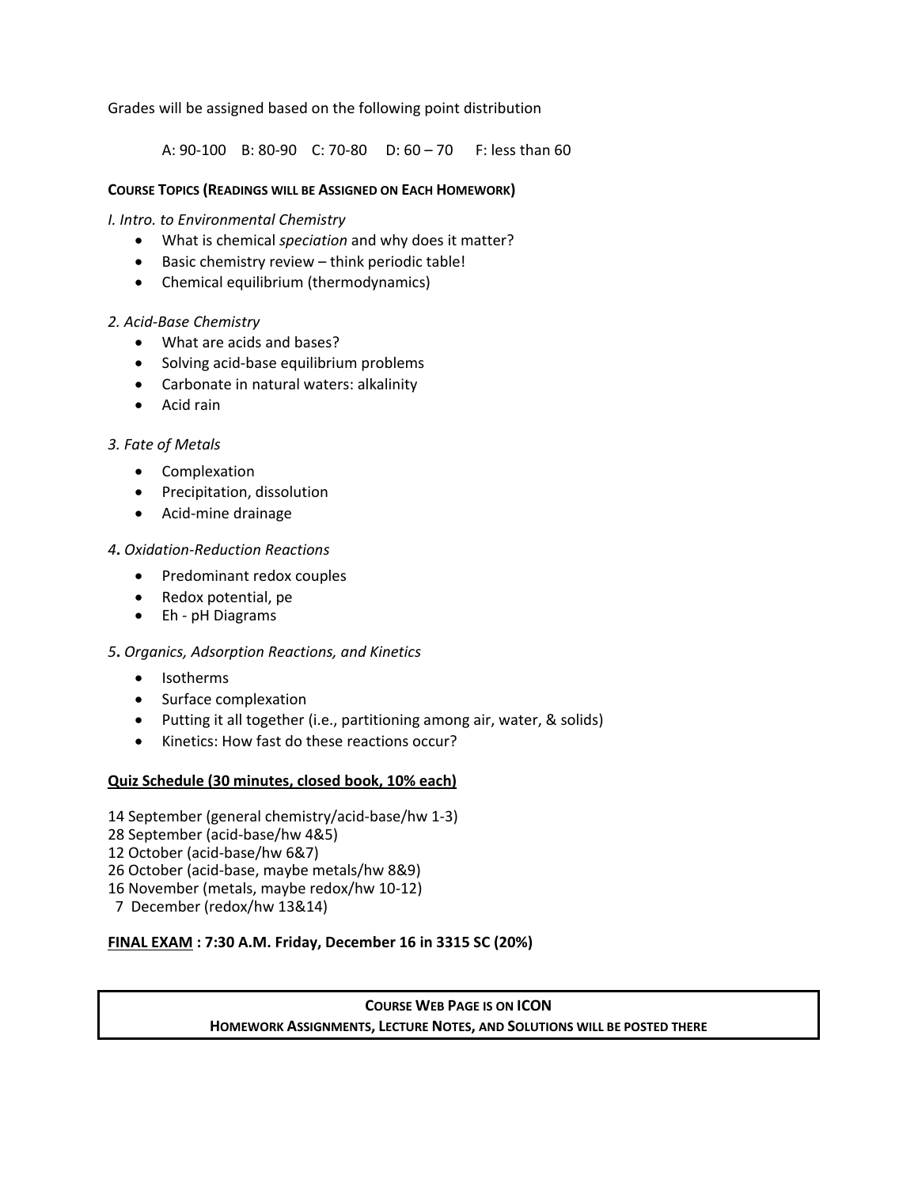Grades will be assigned based on the following point distribution

A: 90-100 B: 80-90 C: 70-80 D: 60 – 70 F: less than 60

**COURSE TOPICS (READINGS WILL BE ASSIGNED ON EACH HOMEWORK)**

*I. Intro. to Environmental Chemistry*

- What is chemical *speciation* and why does it matter?
- Basic chemistry review – think periodic table!
- Chemical equilibrium (thermodynamics)

*2. Acid-Base Chemistry*

- What are acids and bases?
- Solving acid-base equilibrium problems
- Carbonate in natural waters: alkalinity
- Acid rain

*3. Fate of Metals*

- Complexation
- Precipitation, dissolution
- Acid-mine drainage

*4. Oxidation-Reduction Reactions*

- Predominant redox couples
- Redox potential, pe
- Eh - pH Diagrams

*5. Organics, Adsorption Reactions, and Kinetics*

- Isotherms
- Surface complexation
- Putting it all together (i.e., partitioning among air, water, & solids)
- Kinetics: How fast do these reactions occur?

**Quiz Schedule (30 minutes, closed book, 10% each)**

14 September (general chemistry/acid-base/hw 1-3)
28 September (acid-base/hw 4&5)
12 October (acid-base/hw 6&7)
26 October (acid-base, maybe metals/hw 8&9)
16 November (metals, maybe redox/hw 10-12)
7 December (redox/hw 13&14)

**FINAL EXAM : 7:30 A.M. Friday, December 16 in 3315 SC (20%)**

**COURSE WEB PAGE IS ON ICON**
**HOMEWORK ASSIGNMENTS, LECTURE NOTES, AND SOLUTIONS WILL BE POSTED THERE**